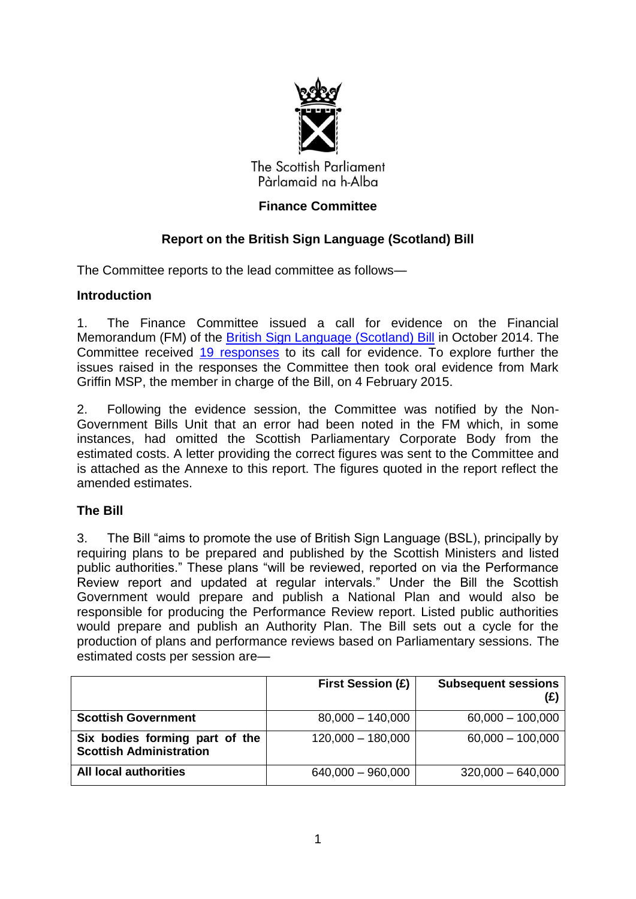The Scottish Parliament
Pàrlamaid na h-Alba

**Finance Committee**

**Report on the British Sign Language (Scotland) Bill**

The Committee reports to the lead committee as follows—

## Introduction

1. The Finance Committee issued a call for evidence on the Financial Memorandum (FM) of the British Sign Language (Scotland) Bill in October 2014. The Committee received 19 responses to its call for evidence. To explore further the issues raised in the responses the Committee then took oral evidence from Mark Griffin MSP, the member in charge of the Bill, on 4 February 2015.

2. Following the evidence session, the Committee was notified by the Non-Government Bills Unit that an error had been noted in the FM which, in some instances, had omitted the Scottish Parliamentary Corporate Body from the estimated costs. A letter providing the correct figures was sent to the Committee and is attached as the Annexe to this report. The figures quoted in the report reflect the amended estimates.

## The Bill

3. The Bill "aims to promote the use of British Sign Language (BSL), principally by requiring plans to be prepared and published by the Scottish Ministers and listed public authorities." These plans "will be reviewed, reported on via the Performance Review report and updated at regular intervals." Under the Bill the Scottish Government would prepare and publish a National Plan and would also be responsible for producing the Performance Review report. Listed public authorities would prepare and publish an Authority Plan. The Bill sets out a cycle for the production of plans and performance reviews based on Parliamentary sessions. The estimated costs per session are—

| | First Session (£) | Subsequent sessions (£) |
|---|---|---|
| **Scottish Government** | 80,000 – 140,000 | 60,000 – 100,000 |
| **Six bodies forming part of the Scottish Administration** | 120,000 – 180,000 | 60,000 – 100,000 |
| **All local authorities** | 640,000 – 960,000 | 320,000 – 640,000 |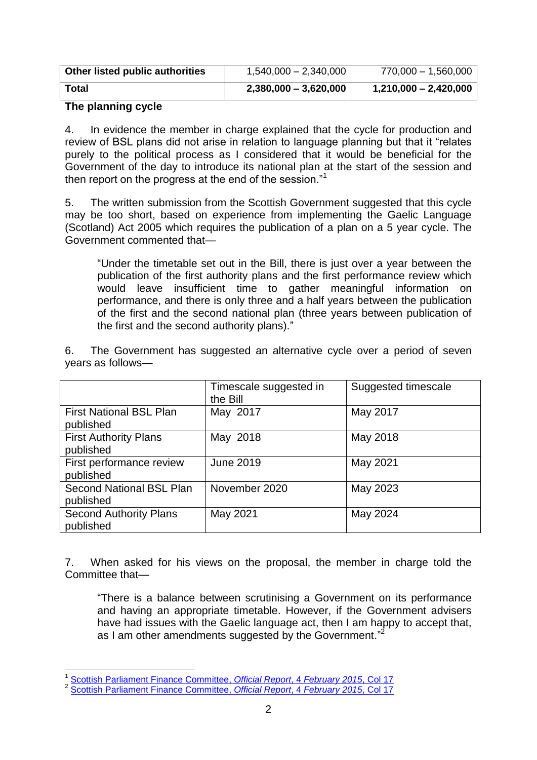| Other listed public authorities | 1,540,000 – 2,340,000 | 770,000 – 1,560,000 |
|---|---|---|
| **Total** | **2,380,000 – 3,620,000** | **1,210,000 – 2,420,000** |

**The planning cycle**

4. In evidence the member in charge explained that the cycle for production and review of BSL plans did not arise in relation to language planning but that it "relates purely to the political process as I considered that it would be beneficial for the Government of the day to introduce its national plan at the start of the session and then report on the progress at the end of the session."[1]

5. The written submission from the Scottish Government suggested that this cycle may be too short, based on experience from implementing the Gaelic Language (Scotland) Act 2005 which requires the publication of a plan on a 5 year cycle. The Government commented that—

> "Under the timetable set out in the Bill, there is just over a year between the publication of the first authority plans and the first performance review which would leave insufficient time to gather meaningful information on performance, and there is only three and a half years between the publication of the first and the second national plan (three years between publication of the first and the second authority plans)."

6. The Government has suggested an alternative cycle over a period of seven years as follows—

| | Timescale suggested in the Bill | Suggested timescale |
|---|---|---|
| First National BSL Plan published | May 2017 | May 2017 |
| First Authority Plans published | May 2018 | May 2018 |
| First performance review published | June 2019 | May 2021 |
| Second National BSL Plan published | November 2020 | May 2023 |
| Second Authority Plans published | May 2021 | May 2024 |

7. When asked for his views on the proposal, the member in charge told the Committee that—

> "There is a balance between scrutinising a Government on its performance and having an appropriate timetable. However, if the Government advisers have had issues with the Gaelic language act, then I am happy to accept that, as I am other amendments suggested by the Government."[2]

---

[1] Scottish Parliament Finance Committee, *Official Report*, *4 February 2015*, Col 17

[2] Scottish Parliament Finance Committee, *Official Report*, *4 February 2015*, Col 17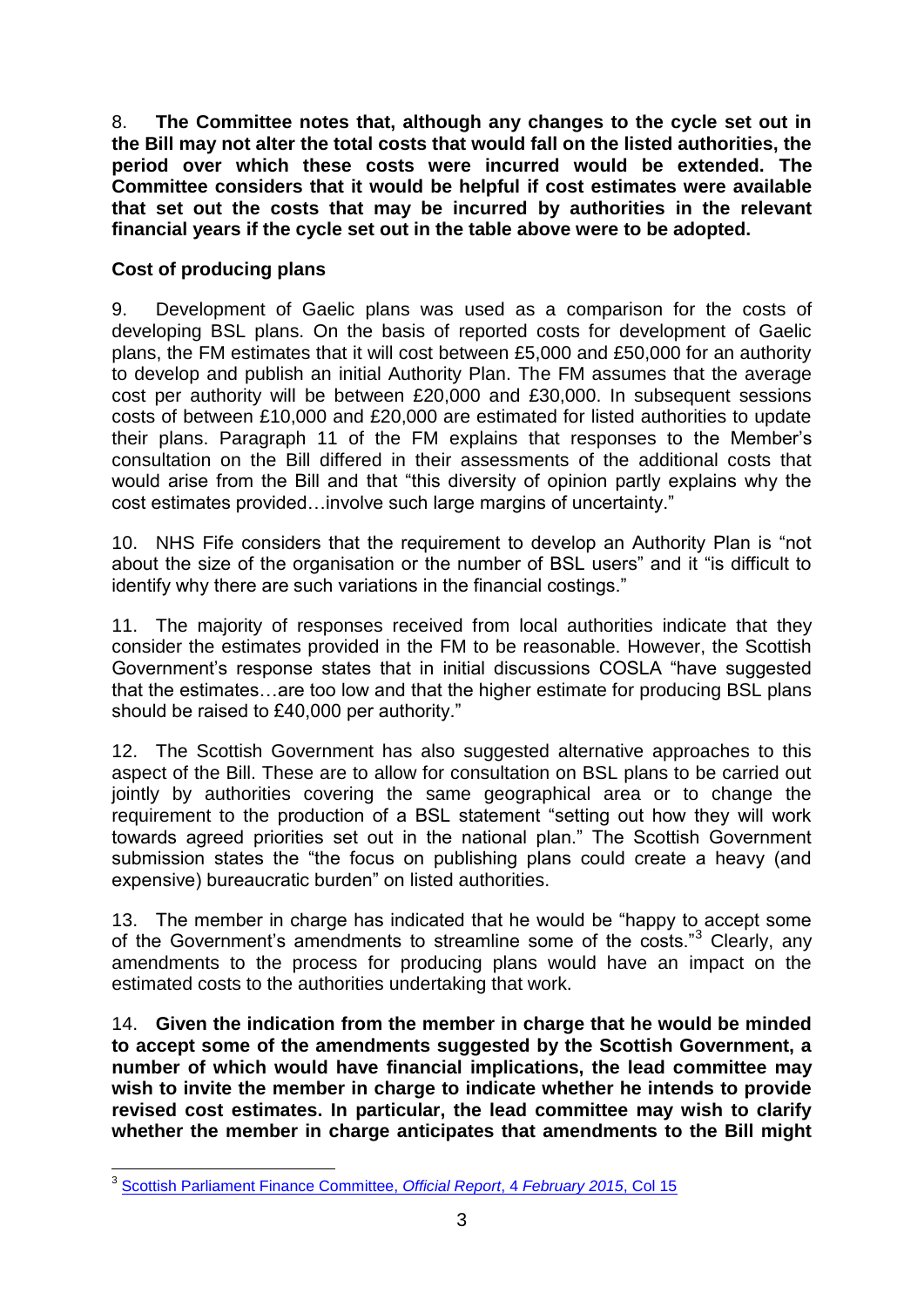8. **The Committee notes that, although any changes to the cycle set out in the Bill may not alter the total costs that would fall on the listed authorities, the period over which these costs were incurred would be extended. The Committee considers that it would be helpful if cost estimates were available that set out the costs that may be incurred by authorities in the relevant financial years if the cycle set out in the table above were to be adopted.**

**Cost of producing plans**

9. Development of Gaelic plans was used as a comparison for the costs of developing BSL plans. On the basis of reported costs for development of Gaelic plans, the FM estimates that it will cost between £5,000 and £50,000 for an authority to develop and publish an initial Authority Plan. The FM assumes that the average cost per authority will be between £20,000 and £30,000. In subsequent sessions costs of between £10,000 and £20,000 are estimated for listed authorities to update their plans. Paragraph 11 of the FM explains that responses to the Member's consultation on the Bill differed in their assessments of the additional costs that would arise from the Bill and that "this diversity of opinion partly explains why the cost estimates provided…involve such large margins of uncertainty."

10. NHS Fife considers that the requirement to develop an Authority Plan is "not about the size of the organisation or the number of BSL users" and it "is difficult to identify why there are such variations in the financial costings."

11. The majority of responses received from local authorities indicate that they consider the estimates provided in the FM to be reasonable. However, the Scottish Government's response states that in initial discussions COSLA "have suggested that the estimates…are too low and that the higher estimate for producing BSL plans should be raised to £40,000 per authority."

12. The Scottish Government has also suggested alternative approaches to this aspect of the Bill. These are to allow for consultation on BSL plans to be carried out jointly by authorities covering the same geographical area or to change the requirement to the production of a BSL statement "setting out how they will work towards agreed priorities set out in the national plan." The Scottish Government submission states the "the focus on publishing plans could create a heavy (and expensive) bureaucratic burden" on listed authorities.

13. The member in charge has indicated that he would be "happy to accept some of the Government's amendments to streamline some of the costs."[3] Clearly, any amendments to the process for producing plans would have an impact on the estimated costs to the authorities undertaking that work.

14. **Given the indication from the member in charge that he would be minded to accept some of the amendments suggested by the Scottish Government, a number of which would have financial implications, the lead committee may wish to invite the member in charge to indicate whether he intends to provide revised cost estimates. In particular, the lead committee may wish to clarify whether the member in charge anticipates that amendments to the Bill might**

---

[3] Scottish Parliament Finance Committee, *Official Report*, 4 *February 2015*, Col 15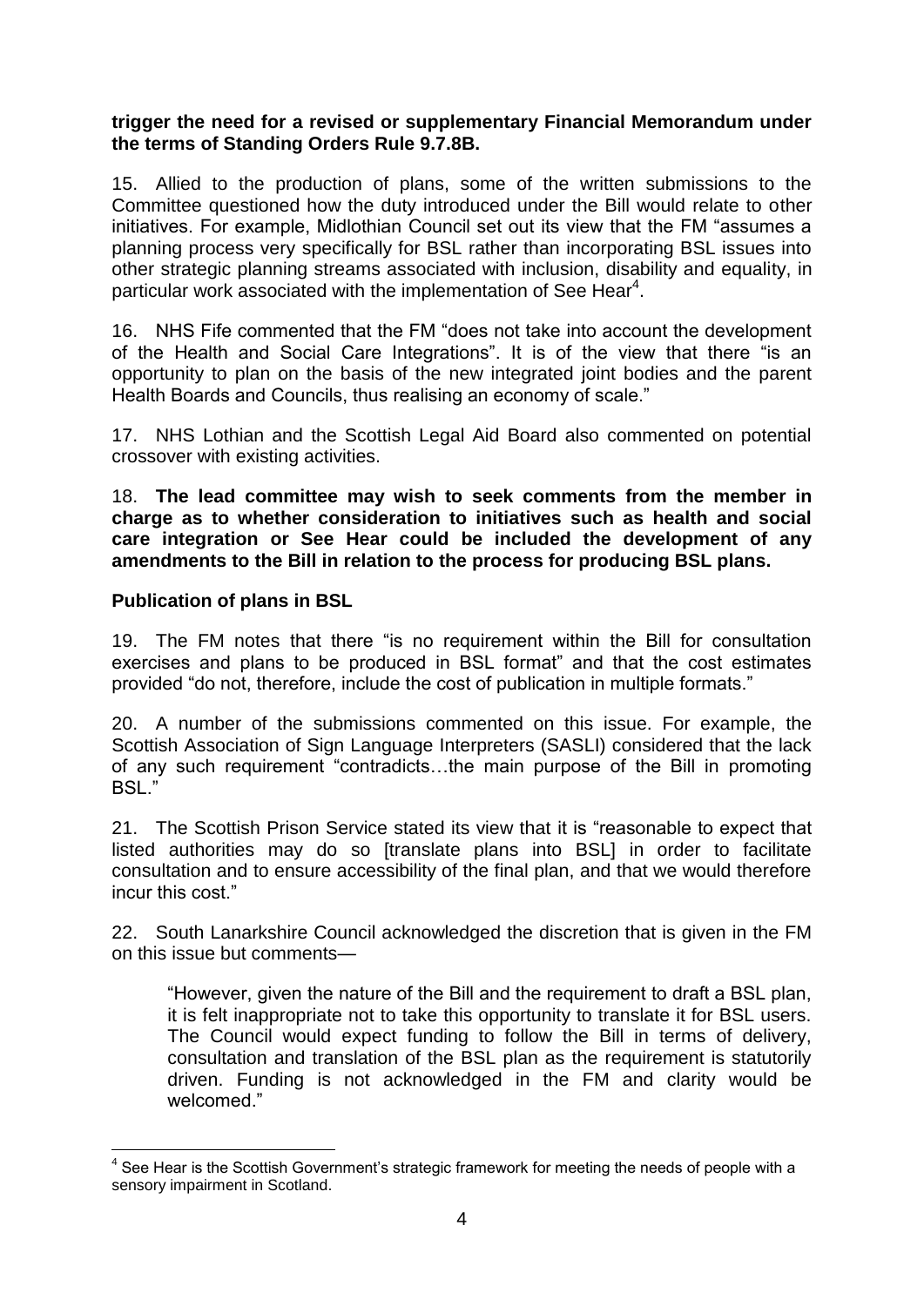**trigger the need for a revised or supplementary Financial Memorandum under the terms of Standing Orders Rule 9.7.8B.**

15. Allied to the production of plans, some of the written submissions to the Committee questioned how the duty introduced under the Bill would relate to other initiatives. For example, Midlothian Council set out its view that the FM "assumes a planning process very specifically for BSL rather than incorporating BSL issues into other strategic planning streams associated with inclusion, disability and equality, in particular work associated with the implementation of See Hear[4].

16. NHS Fife commented that the FM "does not take into account the development of the Health and Social Care Integrations". It is of the view that there "is an opportunity to plan on the basis of the new integrated joint bodies and the parent Health Boards and Councils, thus realising an economy of scale."

17. NHS Lothian and the Scottish Legal Aid Board also commented on potential crossover with existing activities.

18. **The lead committee may wish to seek comments from the member in charge as to whether consideration to initiatives such as health and social care integration or See Hear could be included the development of any amendments to the Bill in relation to the process for producing BSL plans.**

**Publication of plans in BSL**

19. The FM notes that there "is no requirement within the Bill for consultation exercises and plans to be produced in BSL format" and that the cost estimates provided "do not, therefore, include the cost of publication in multiple formats."

20. A number of the submissions commented on this issue. For example, the Scottish Association of Sign Language Interpreters (SASLI) considered that the lack of any such requirement "contradicts…the main purpose of the Bill in promoting BSL."

21. The Scottish Prison Service stated its view that it is "reasonable to expect that listed authorities may do so [translate plans into BSL] in order to facilitate consultation and to ensure accessibility of the final plan, and that we would therefore incur this cost."

22. South Lanarkshire Council acknowledged the discretion that is given in the FM on this issue but comments—

> "However, given the nature of the Bill and the requirement to draft a BSL plan, it is felt inappropriate not to take this opportunity to translate it for BSL users. The Council would expect funding to follow the Bill in terms of delivery, consultation and translation of the BSL plan as the requirement is statutorily driven. Funding is not acknowledged in the FM and clarity would be welcomed."

---

[4] See Hear is the Scottish Government's strategic framework for meeting the needs of people with a sensory impairment in Scotland.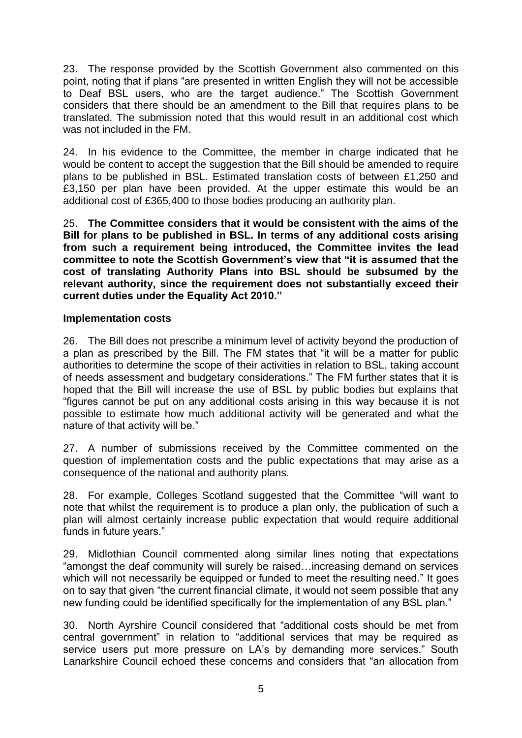23. The response provided by the Scottish Government also commented on this point, noting that if plans "are presented in written English they will not be accessible to Deaf BSL users, who are the target audience." The Scottish Government considers that there should be an amendment to the Bill that requires plans to be translated. The submission noted that this would result in an additional cost which was not included in the FM.

24. In his evidence to the Committee, the member in charge indicated that he would be content to accept the suggestion that the Bill should be amended to require plans to be published in BSL. Estimated translation costs of between £1,250 and £3,150 per plan have been provided. At the upper estimate this would be an additional cost of £365,400 to those bodies producing an authority plan.

25. **The Committee considers that it would be consistent with the aims of the Bill for plans to be published in BSL. In terms of any additional costs arising from such a requirement being introduced, the Committee invites the lead committee to note the Scottish Government's view that "it is assumed that the cost of translating Authority Plans into BSL should be subsumed by the relevant authority, since the requirement does not substantially exceed their current duties under the Equality Act 2010."**

**Implementation costs**

26. The Bill does not prescribe a minimum level of activity beyond the production of a plan as prescribed by the Bill. The FM states that "it will be a matter for public authorities to determine the scope of their activities in relation to BSL, taking account of needs assessment and budgetary considerations." The FM further states that it is hoped that the Bill will increase the use of BSL by public bodies but explains that "figures cannot be put on any additional costs arising in this way because it is not possible to estimate how much additional activity will be generated and what the nature of that activity will be."

27. A number of submissions received by the Committee commented on the question of implementation costs and the public expectations that may arise as a consequence of the national and authority plans.

28. For example, Colleges Scotland suggested that the Committee "will want to note that whilst the requirement is to produce a plan only, the publication of such a plan will almost certainly increase public expectation that would require additional funds in future years."

29. Midlothian Council commented along similar lines noting that expectations "amongst the deaf community will surely be raised…increasing demand on services which will not necessarily be equipped or funded to meet the resulting need." It goes on to say that given "the current financial climate, it would not seem possible that any new funding could be identified specifically for the implementation of any BSL plan."

30. North Ayrshire Council considered that "additional costs should be met from central government" in relation to "additional services that may be required as service users put more pressure on LA's by demanding more services." South Lanarkshire Council echoed these concerns and considers that "an allocation from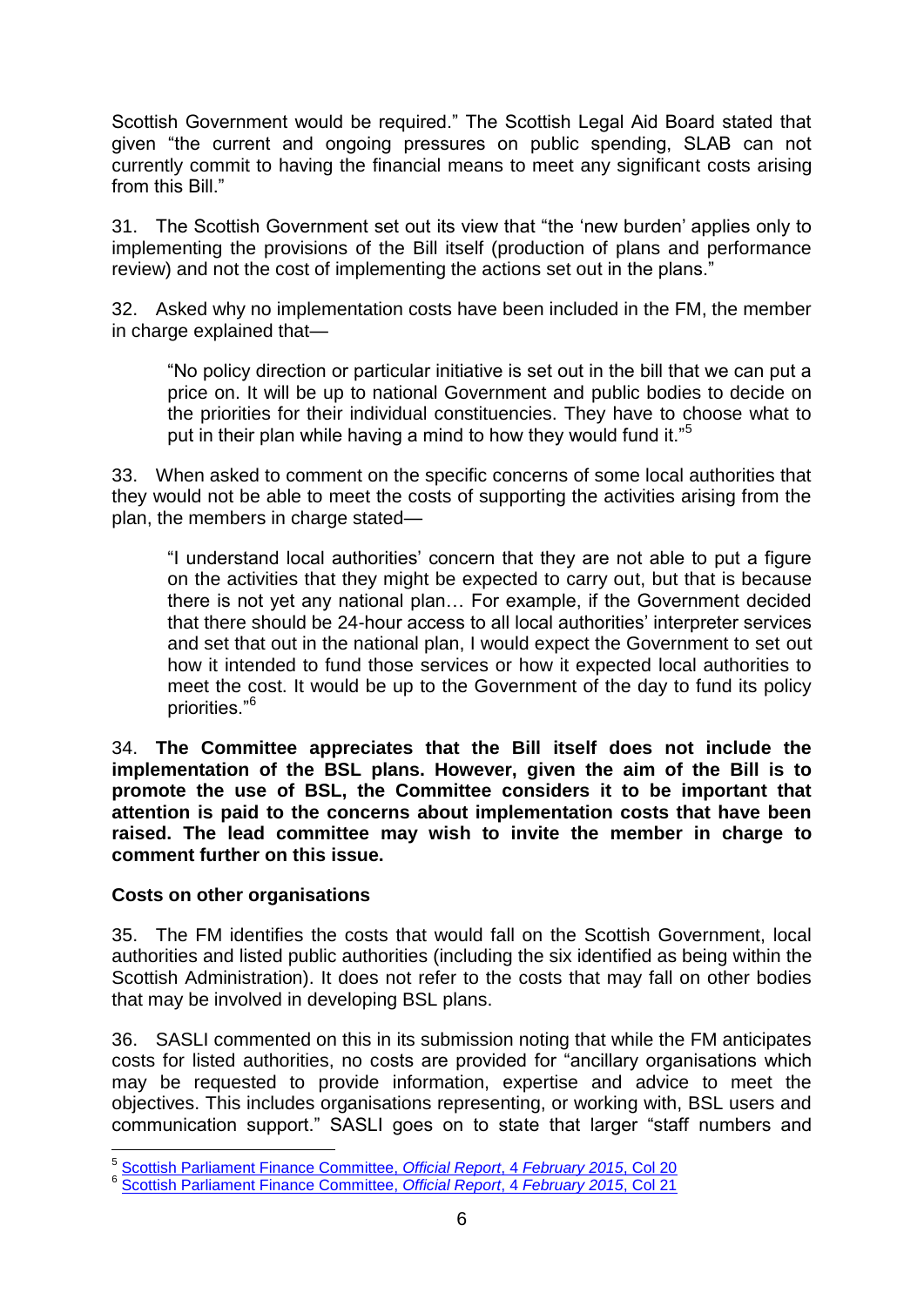Scottish Government would be required." The Scottish Legal Aid Board stated that given "the current and ongoing pressures on public spending, SLAB can not currently commit to having the financial means to meet any significant costs arising from this Bill."

31. The Scottish Government set out its view that "the 'new burden' applies only to implementing the provisions of the Bill itself (production of plans and performance review) and not the cost of implementing the actions set out in the plans."

32. Asked why no implementation costs have been included in the FM, the member in charge explained that—

> "No policy direction or particular initiative is set out in the bill that we can put a price on. It will be up to national Government and public bodies to decide on the priorities for their individual constituencies. They have to choose what to put in their plan while having a mind to how they would fund it."[5]

33. When asked to comment on the specific concerns of some local authorities that they would not be able to meet the costs of supporting the activities arising from the plan, the members in charge stated—

> "I understand local authorities' concern that they are not able to put a figure on the activities that they might be expected to carry out, but that is because there is not yet any national plan… For example, if the Government decided that there should be 24-hour access to all local authorities' interpreter services and set that out in the national plan, I would expect the Government to set out how it intended to fund those services or how it expected local authorities to meet the cost. It would be up to the Government of the day to fund its policy priorities."[6]

34. **The Committee appreciates that the Bill itself does not include the implementation of the BSL plans. However, given the aim of the Bill is to promote the use of BSL, the Committee considers it to be important that attention is paid to the concerns about implementation costs that have been raised. The lead committee may wish to invite the member in charge to comment further on this issue.**

**Costs on other organisations**

35. The FM identifies the costs that would fall on the Scottish Government, local authorities and listed public authorities (including the six identified as being within the Scottish Administration). It does not refer to the costs that may fall on other bodies that may be involved in developing BSL plans.

36. SASLI commented on this in its submission noting that while the FM anticipates costs for listed authorities, no costs are provided for "ancillary organisations which may be requested to provide information, expertise and advice to meet the objectives. This includes organisations representing, or working with, BSL users and communication support." SASLI goes on to state that larger "staff numbers and

---

[5] Scottish Parliament Finance Committee, *Official Report*, *4 February 2015*, Col 20

[6] Scottish Parliament Finance Committee, *Official Report*, *4 February 2015*, Col 21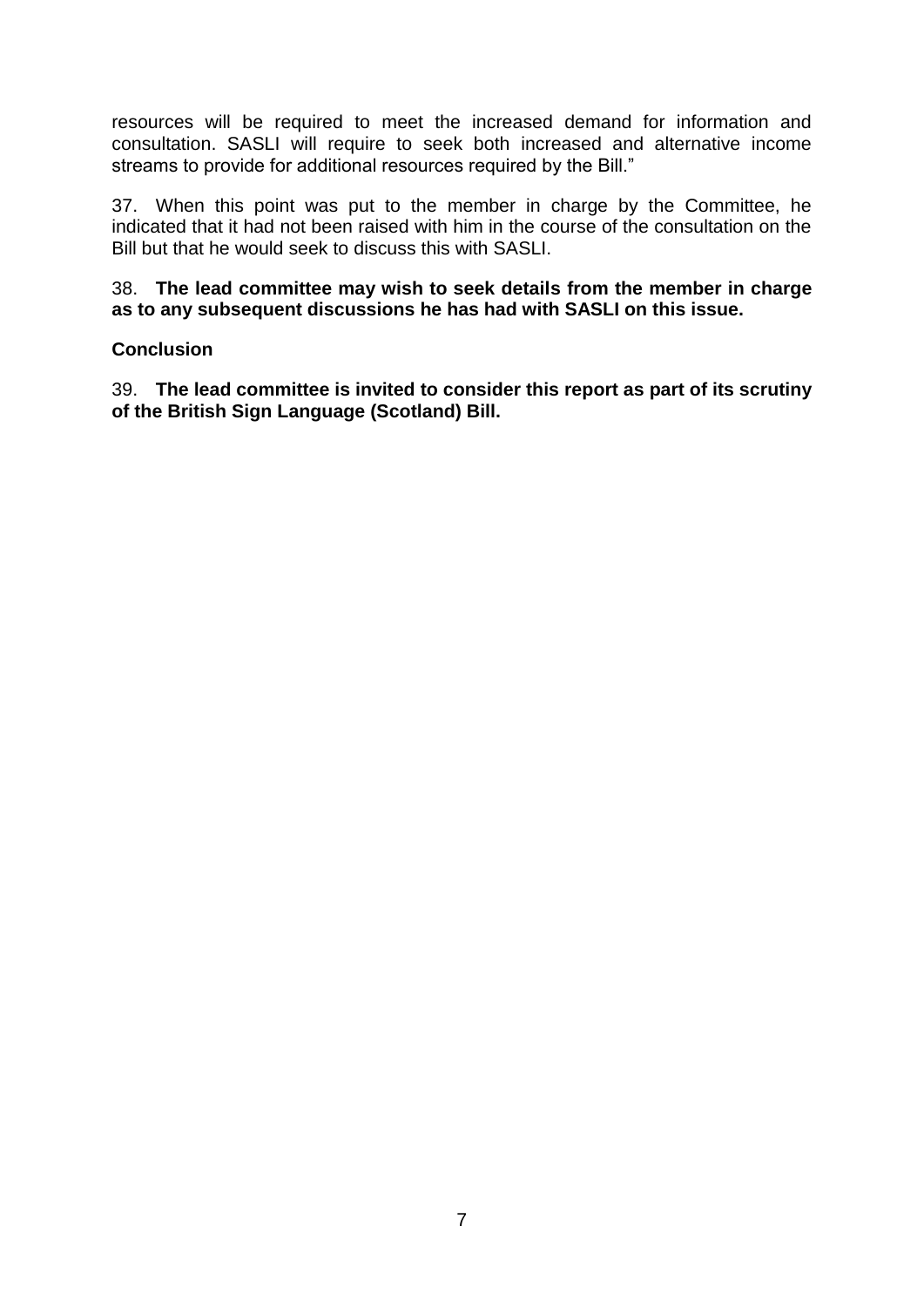resources will be required to meet the increased demand for information and consultation. SASLI will require to seek both increased and alternative income streams to provide for additional resources required by the Bill."

37. When this point was put to the member in charge by the Committee, he indicated that it had not been raised with him in the course of the consultation on the Bill but that he would seek to discuss this with SASLI.

38. **The lead committee may wish to seek details from the member in charge as to any subsequent discussions he has had with SASLI on this issue.**

**Conclusion**

39. **The lead committee is invited to consider this report as part of its scrutiny of the British Sign Language (Scotland) Bill.**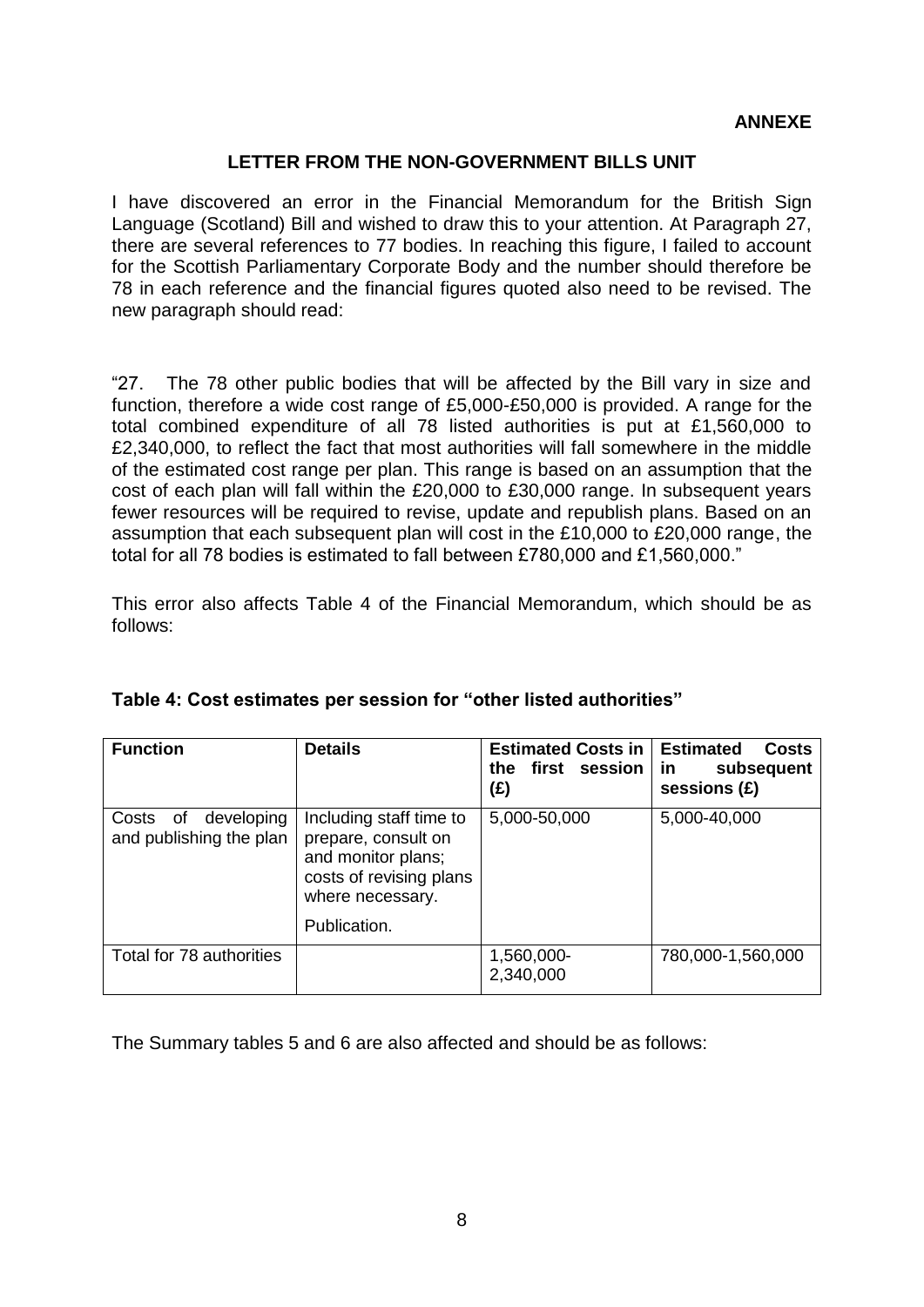**ANNEXE**

## LETTER FROM THE NON-GOVERNMENT BILLS UNIT

I have discovered an error in the Financial Memorandum for the British Sign Language (Scotland) Bill and wished to draw this to your attention. At Paragraph 27, there are several references to 77 bodies. In reaching this figure, I failed to account for the Scottish Parliamentary Corporate Body and the number should therefore be 78 in each reference and the financial figures quoted also need to be revised. The new paragraph should read:

"27. The 78 other public bodies that will be affected by the Bill vary in size and function, therefore a wide cost range of £5,000-£50,000 is provided. A range for the total combined expenditure of all 78 listed authorities is put at £1,560,000 to £2,340,000, to reflect the fact that most authorities will fall somewhere in the middle of the estimated cost range per plan. This range is based on an assumption that the cost of each plan will fall within the £20,000 to £30,000 range. In subsequent years fewer resources will be required to revise, update and republish plans. Based on an assumption that each subsequent plan will cost in the £10,000 to £20,000 range, the total for all 78 bodies is estimated to fall between £780,000 and £1,560,000."

This error also affects Table 4 of the Financial Memorandum, which should be as follows:

**Table 4: Cost estimates per session for "other listed authorities"**

| Function | Details | Estimated Costs in the first session (£) | Estimated Costs in subsequent sessions (£) |
|---|---|---|---|
| Costs of developing and publishing the plan | Including staff time to prepare, consult on and monitor plans; costs of revising plans where necessary.<br><br>Publication. | 5,000-50,000 | 5,000-40,000 |
| Total for 78 authorities | | 1,560,000-2,340,000 | 780,000-1,560,000 |

The Summary tables 5 and 6 are also affected and should be as follows: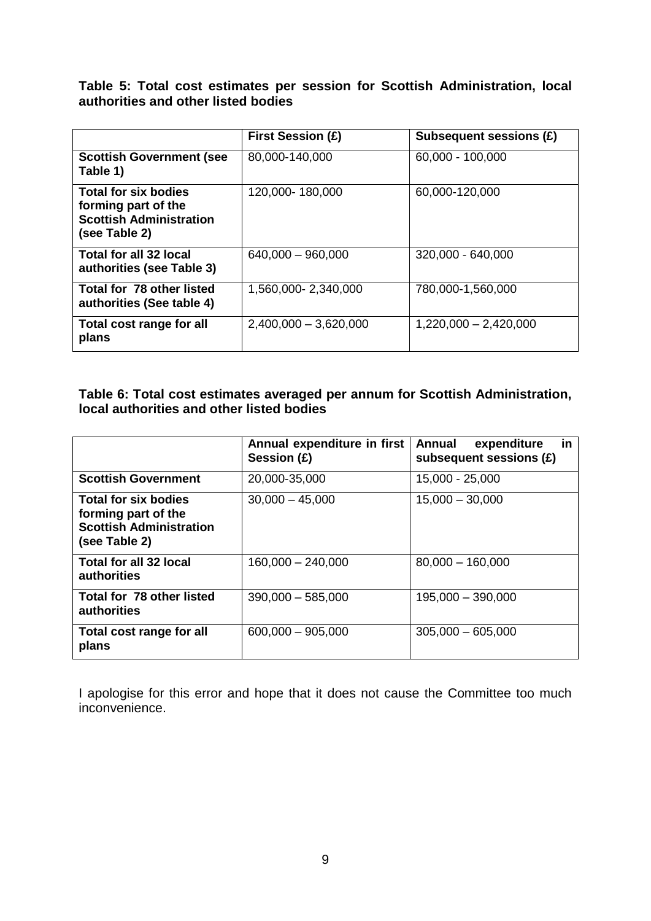**Table 5: Total cost estimates per session for Scottish Administration, local authorities and other listed bodies**

| | First Session (£) | Subsequent sessions (£) |
|---|---|---|
| **Scottish Government (see Table 1)** | 80,000-140,000 | 60,000 - 100,000 |
| **Total for six bodies forming part of the Scottish Administration (see Table 2)** | 120,000- 180,000 | 60,000-120,000 |
| **Total for all 32 local authorities (see Table 3)** | 640,000 – 960,000 | 320,000 - 640,000 |
| **Total for 78 other listed authorities (See table 4)** | 1,560,000- 2,340,000 | 780,000-1,560,000 |
| **Total cost range for all plans** | 2,400,000 – 3,620,000 | 1,220,000 – 2,420,000 |

**Table 6: Total cost estimates averaged per annum for Scottish Administration, local authorities and other listed bodies**

| | Annual expenditure in first Session (£) | Annual expenditure in subsequent sessions (£) |
|---|---|---|
| **Scottish Government** | 20,000-35,000 | 15,000 - 25,000 |
| **Total for six bodies forming part of the Scottish Administration (see Table 2)** | 30,000 – 45,000 | 15,000 – 30,000 |
| **Total for all 32 local authorities** | 160,000 – 240,000 | 80,000 – 160,000 |
| **Total for 78 other listed authorities** | 390,000 – 585,000 | 195,000 – 390,000 |
| **Total cost range for all plans** | 600,000 – 905,000 | 305,000 – 605,000 |

I apologise for this error and hope that it does not cause the Committee too much inconvenience.